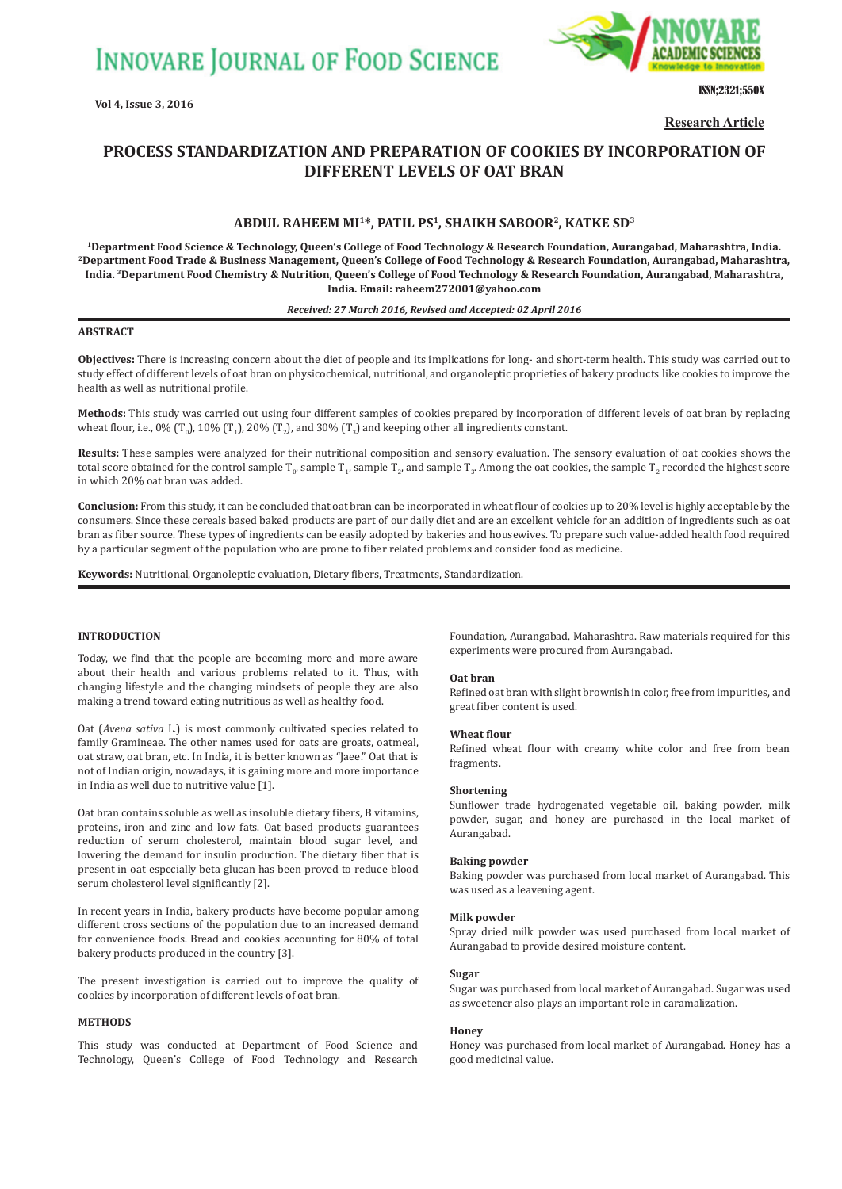# PROCESS STANDARDIZATION AND PREPARATION OF COOKIES BY INCORPORATION OF DIFFERENT LEVELS OF OAT BRAN

**ABDUL RAHEEM MI[1]*, PATIL PS[1], SHAIKH SABOOR[2], KATKE SD[3]**

[1]Department Food Science & Technology, Queen's College of Food Technology & Research Foundation, Aurangabad, Maharashtra, India. [2]Department Food Trade & Business Management, Queen's College of Food Technology & Research Foundation, Aurangabad, Maharashtra, India. [3]Department Food Chemistry & Nutrition, Queen's College of Food Technology & Research Foundation, Aurangabad, Maharashtra, India. Email: raheem272001@yahoo.com

*Received: 27 March 2016, Revised and Accepted: 02 April 2016*

## ABSTRACT

**Objectives:** There is increasing concern about the diet of people and its implications for long- and short-term health. This study was carried out to study effect of different levels of oat bran on physicochemical, nutritional, and organoleptic proprieties of bakery products like cookies to improve the health as well as nutritional profile.

**Methods:** This study was carried out using four different samples of cookies prepared by incorporation of different levels of oat bran by replacing wheat flour, i.e., 0% ($T_0$), 10% ($T_1$), 20% ($T_2$), and 30% ($T_3$) and keeping other all ingredients constant.

**Results:** These samples were analyzed for their nutritional composition and sensory evaluation. The sensory evaluation of oat cookies shows the total score obtained for the control sample $T_0$, sample $T_1$, sample $T_2$, and sample $T_3$. Among the oat cookies, the sample $T_2$ recorded the highest score in which 20% oat bran was added.

**Conclusion:** From this study, it can be concluded that oat bran can be incorporated in wheat flour of cookies up to 20% level is highly acceptable by the consumers. Since these cereals based baked products are part of our daily diet and are an excellent vehicle for an addition of ingredients such as oat bran as fiber source. These types of ingredients can be easily adopted by bakeries and housewives. To prepare such value-added health food required by a particular segment of the population who are prone to fiber related problems and consider food as medicine.

**Keywords:** Nutritional, Organoleptic evaluation, Dietary fibers, Treatments, Standardization.

## INTRODUCTION

Today, we find that the people are becoming more and more aware about their health and various problems related to it. Thus, with changing lifestyle and the changing mindsets of people they are also making a trend toward eating nutritious as well as healthy food.

Oat (*Avena sativa* L.) is most commonly cultivated species related to family Gramineae. The other names used for oats are groats, oatmeal, oat straw, oat bran, etc. In India, it is better known as "Jaee." Oat that is not of Indian origin, nowadays, it is gaining more and more importance in India as well due to nutritive value [1].

Oat bran contains soluble as well as insoluble dietary fibers, B vitamins, proteins, iron and zinc and low fats. Oat based products guarantees reduction of serum cholesterol, maintain blood sugar level, and lowering the demand for insulin production. The dietary fiber that is present in oat especially beta glucan has been proved to reduce blood serum cholesterol level significantly [2].

In recent years in India, bakery products have become popular among different cross sections of the population due to an increased demand for convenience foods. Bread and cookies accounting for 80% of total bakery products produced in the country [3].

The present investigation is carried out to improve the quality of cookies by incorporation of different levels of oat bran.

## METHODS

This study was conducted at Department of Food Science and Technology, Queen's College of Food Technology and Research Foundation, Aurangabad, Maharashtra. Raw materials required for this experiments were procured from Aurangabad.

### Oat bran

Refined oat bran with slight brownish in color, free from impurities, and great fiber content is used.

### Wheat flour

Refined wheat flour with creamy white color and free from bean fragments.

### Shortening

Sunflower trade hydrogenated vegetable oil, baking powder, milk powder, sugar, and honey are purchased in the local market of Aurangabad.

### Baking powder

Baking powder was purchased from local market of Aurangabad. This was used as a leavening agent.

### Milk powder

Spray dried milk powder was used purchased from local market of Aurangabad to provide desired moisture content.

### Sugar

Sugar was purchased from local market of Aurangabad. Sugar was used as sweetener also plays an important role in caramalization.

### Honey

Honey was purchased from local market of Aurangabad. Honey has a good medicinal value.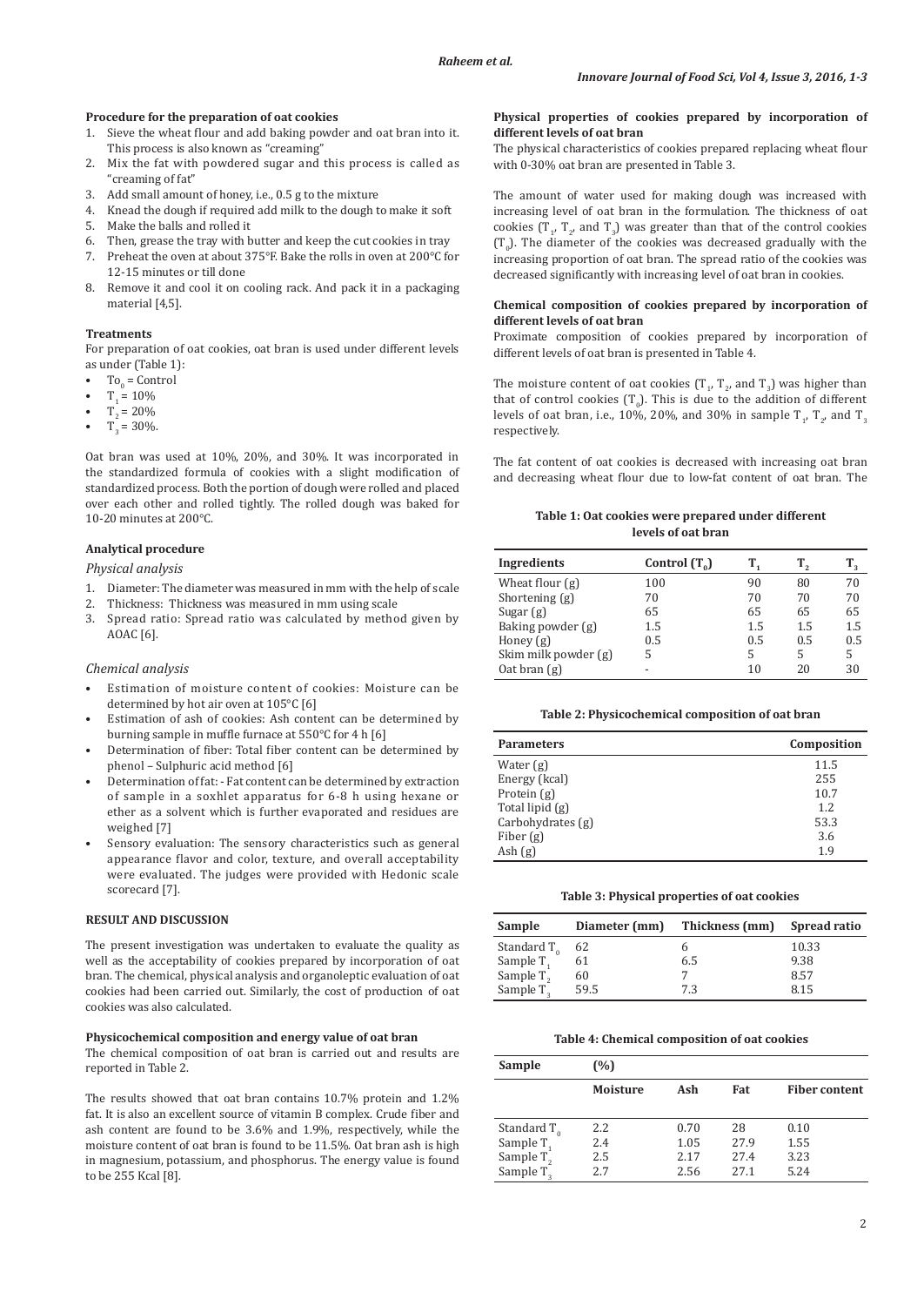### Procedure for the preparation of oat cookies

1. Sieve the wheat flour and add baking powder and oat bran into it. This process is also known as "creaming"
2. Mix the fat with powdered sugar and this process is called as "creaming of fat"
3. Add small amount of honey, i.e., 0.5 g to the mixture
4. Knead the dough if required add milk to the dough to make it soft
5. Make the balls and rolled it
6. Then, grease the tray with butter and keep the cut cookies in tray
7. Preheat the oven at about 375°F. Bake the rolls in oven at 200°C for 12-15 minutes or till done
8. Remove it and cool it on cooling rack. And pack it in a packaging material [4,5].

### Treatments

For preparation of oat cookies, oat bran is used under different levels as under (Table 1):

- $To_0$ = Control
- $T_1$ = 10%
- $T_2$ = 20%
- $T_3$ = 30%.

Oat bran was used at 10%, 20%, and 30%. It was incorporated in the standardized formula of cookies with a slight modification of standardized process. Both the portion of dough were rolled and placed over each other and rolled tightly. The rolled dough was baked for 10-20 minutes at 200°C.

### Analytical procedure

*Physical analysis*

1. Diameter: The diameter was measured in mm with the help of scale
2. Thickness: Thickness was measured in mm using scale
3. Spread ratio: Spread ratio was calculated by method given by AOAC [6].

*Chemical analysis*

- Estimation of moisture content of cookies: Moisture can be determined by hot air oven at 105°C [6]
- Estimation of ash of cookies: Ash content can be determined by burning sample in muffle furnace at 550°C for 4 h [6]
- Determination of fiber: Total fiber content can be determined by phenol – Sulphuric acid method [6]
- Determination of fat: - Fat content can be determined by extraction of sample in a soxhlet apparatus for 6-8 h using hexane or ether as a solvent which is further evaporated and residues are weighed [7]
- Sensory evaluation: The sensory characteristics such as general appearance flavor and color, texture, and overall acceptability were evaluated. The judges were provided with Hedonic scale scorecard [7].

## RESULT AND DISCUSSION

The present investigation was undertaken to evaluate the quality as well as the acceptability of cookies prepared by incorporation of oat bran. The chemical, physical analysis and organoleptic evaluation of oat cookies had been carried out. Similarly, the cost of production of oat cookies was also calculated.

### Physicochemical composition and energy value of oat bran

The chemical composition of oat bran is carried out and results are reported in Table 2.

The results showed that oat bran contains 10.7% protein and 1.2% fat. It is also an excellent source of vitamin B complex. Crude fiber and ash content are found to be 3.6% and 1.9%, respectively, while the moisture content of oat bran is found to be 11.5%. Oat bran ash is high in magnesium, potassium, and phosphorus. The energy value is found to be 255 Kcal [8].

### Physical properties of cookies prepared by incorporation of different levels of oat bran

The physical characteristics of cookies prepared replacing wheat flour with 0-30% oat bran are presented in Table 3.

The amount of water used for making dough was increased with increasing level of oat bran in the formulation. The thickness of oat cookies ($T_1$, $T_2$, and $T_3$) was greater than that of the control cookies ($T_0$). The diameter of the cookies was decreased gradually with the increasing proportion of oat bran. The spread ratio of the cookies was decreased significantly with increasing level of oat bran in cookies.

### Chemical composition of cookies prepared by incorporation of different levels of oat bran

Proximate composition of cookies prepared by incorporation of different levels of oat bran is presented in Table 4.

The moisture content of oat cookies ($T_1$, $T_2$, and $T_3$) was higher than that of control cookies ($T_0$). This is due to the addition of different levels of oat bran, i.e., 10%, 20%, and 30% in sample $T_1$, $T_2$, and $T_3$ respectively.

The fat content of oat cookies is decreased with increasing oat bran and decreasing wheat flour due to low-fat content of oat bran. The

**Table 1: Oat cookies were prepared under different levels of oat bran**

| Ingredients | Control ($T_0$) | $T_1$ | $T_2$ | $T_3$ |
|---|---|---|---|---|
| Wheat flour (g) | 100 | 90 | 80 | 70 |
| Shortening (g) | 70 | 70 | 70 | 70 |
| Sugar (g) | 65 | 65 | 65 | 65 |
| Baking powder (g) | 1.5 | 1.5 | 1.5 | 1.5 |
| Honey (g) | 0.5 | 0.5 | 0.5 | 0.5 |
| Skim milk powder (g) | 5 | 5 | 5 | 5 |
| Oat bran (g) | - | 10 | 20 | 30 |

**Table 2: Physicochemical composition of oat bran**

| Parameters | Composition |
|---|---|
| Water (g) | 11.5 |
| Energy (kcal) | 255 |
| Protein (g) | 10.7 |
| Total lipid (g) | 1.2 |
| Carbohydrates (g) | 53.3 |
| Fiber (g) | 3.6 |
| Ash (g) | 1.9 |

**Table 3: Physical properties of oat cookies**

| Sample | Diameter (mm) | Thickness (mm) | Spread ratio |
|---|---|---|---|
| Standard $T_0$ | 62 | 6 | 10.33 |
| Sample $T_1$ | 61 | 6.5 | 9.38 |
| Sample $T_2$ | 60 | 7 | 8.57 |
| Sample $T_3$ | 59.5 | 7.3 | 8.15 |

**Table 4: Chemical composition of oat cookies**

| Sample | (%) | | | |
|---|---|---|---|---|
| | Moisture | Ash | Fat | Fiber content |
| Standard $T_0$ | 2.2 | 0.70 | 28 | 0.10 |
| Sample $T_1$ | 2.4 | 1.05 | 27.9 | 1.55 |
| Sample $T_2$ | 2.5 | 2.17 | 27.4 | 3.23 |
| Sample $T_3$ | 2.7 | 2.56 | 27.1 | 5.24 |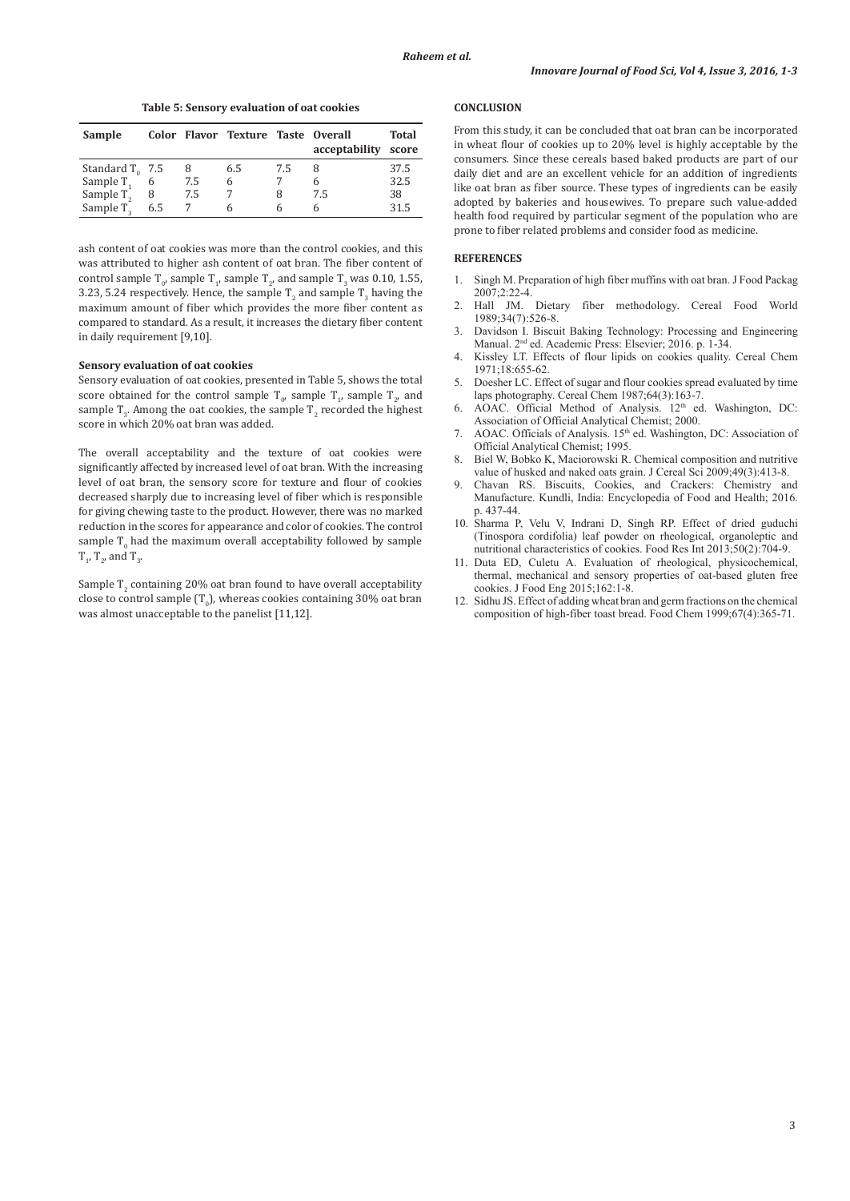**Table 5: Sensory evaluation of oat cookies**

| Sample | Color | Flavor | Texture | Taste | Overall acceptability | Total score |
|---|---|---|---|---|---|---|
| Standard $T_0$ | 7.5 | 8 | 6.5 | 7.5 | 8 | 37.5 |
| Sample $T_1$ | 6 | 7.5 | 6 | 7 | 6 | 32.5 |
| Sample $T_2$ | 8 | 7.5 | 7 | 8 | 7.5 | 38 |
| Sample $T_3$ | 6.5 | 7 | 6 | 6 | 6 | 31.5 |

ash content of oat cookies was more than the control cookies, and this was attributed to higher ash content of oat bran. The fiber content of control sample $T_0$, sample $T_1$, sample $T_2$, and sample $T_3$ was 0.10, 1.55, 3.23, 5.24 respectively. Hence, the sample $T_2$ and sample $T_3$ having the maximum amount of fiber which provides the more fiber content as compared to standard. As a result, it increases the dietary fiber content in daily requirement [9,10].

### Sensory evaluation of oat cookies

Sensory evaluation of oat cookies, presented in Table 5, shows the total score obtained for the control sample $T_0$, sample $T_1$, sample $T_2$, and sample $T_3$. Among the oat cookies, the sample $T_2$ recorded the highest score in which 20% oat bran was added.

The overall acceptability and the texture of oat cookies were significantly affected by increased level of oat bran. With the increasing level of oat bran, the sensory score for texture and flour of cookies decreased sharply due to increasing level of fiber which is responsible for giving chewing taste to the product. However, there was no marked reduction in the scores for appearance and color of cookies. The control sample $T_0$ had the maximum overall acceptability followed by sample $T_1$, $T_2$, and $T_3$.

Sample $T_2$ containing 20% oat bran found to have overall acceptability close to control sample ($T_0$), whereas cookies containing 30% oat bran was almost unacceptable to the panelist [11,12].

## CONCLUSION

From this study, it can be concluded that oat bran can be incorporated in wheat flour of cookies up to 20% level is highly acceptable by the consumers. Since these cereals based baked products are part of our daily diet and are an excellent vehicle for an addition of ingredients like oat bran as fiber source. These types of ingredients can be easily adopted by bakeries and housewives. To prepare such value-added health food required by particular segment of the population who are prone to fiber related problems and consider food as medicine.

## REFERENCES

1. Singh M. Preparation of high fiber muffins with oat bran. J Food Packag 2007;2:22-4.
2. Hall JM. Dietary fiber methodology. Cereal Food World 1989;34(7):526-8.
3. Davidson I. Biscuit Baking Technology: Processing and Engineering Manual. 2nd ed. Academic Press: Elsevier; 2016. p. 1-34.
4. Kissley LT. Effects of flour lipids on cookies quality. Cereal Chem 1971;18:655-62.
5. Doesher LC. Effect of sugar and flour cookies spread evaluated by time laps photography. Cereal Chem 1987;64(3):163-7.
6. AOAC. Official Method of Analysis. 12th ed. Washington, DC: Association of Official Analytical Chemist; 2000.
7. AOAC. Officials of Analysis. 15th ed. Washington, DC: Association of Official Analytical Chemist; 1995.
8. Biel W, Bobko K, Maciorowski R. Chemical composition and nutritive value of husked and naked oats grain. J Cereal Sci 2009;49(3):413-8.
9. Chavan RS. Biscuits, Cookies, and Crackers: Chemistry and Manufacture. Kundli, India: Encyclopedia of Food and Health; 2016. p. 437-44.
10. Sharma P, Velu V, Indrani D, Singh RP. Effect of dried guduchi (Tinospora cordifolia) leaf powder on rheological, organoleptic and nutritional characteristics of cookies. Food Res Int 2013;50(2):704-9.
11. Duta ED, Culetu A. Evaluation of rheological, physicochemical, thermal, mechanical and sensory properties of oat-based gluten free cookies. J Food Eng 2015;162:1-8.
12. Sidhu JS. Effect of adding wheat bran and germ fractions on the chemical composition of high-fiber toast bread. Food Chem 1999;67(4):365-71.